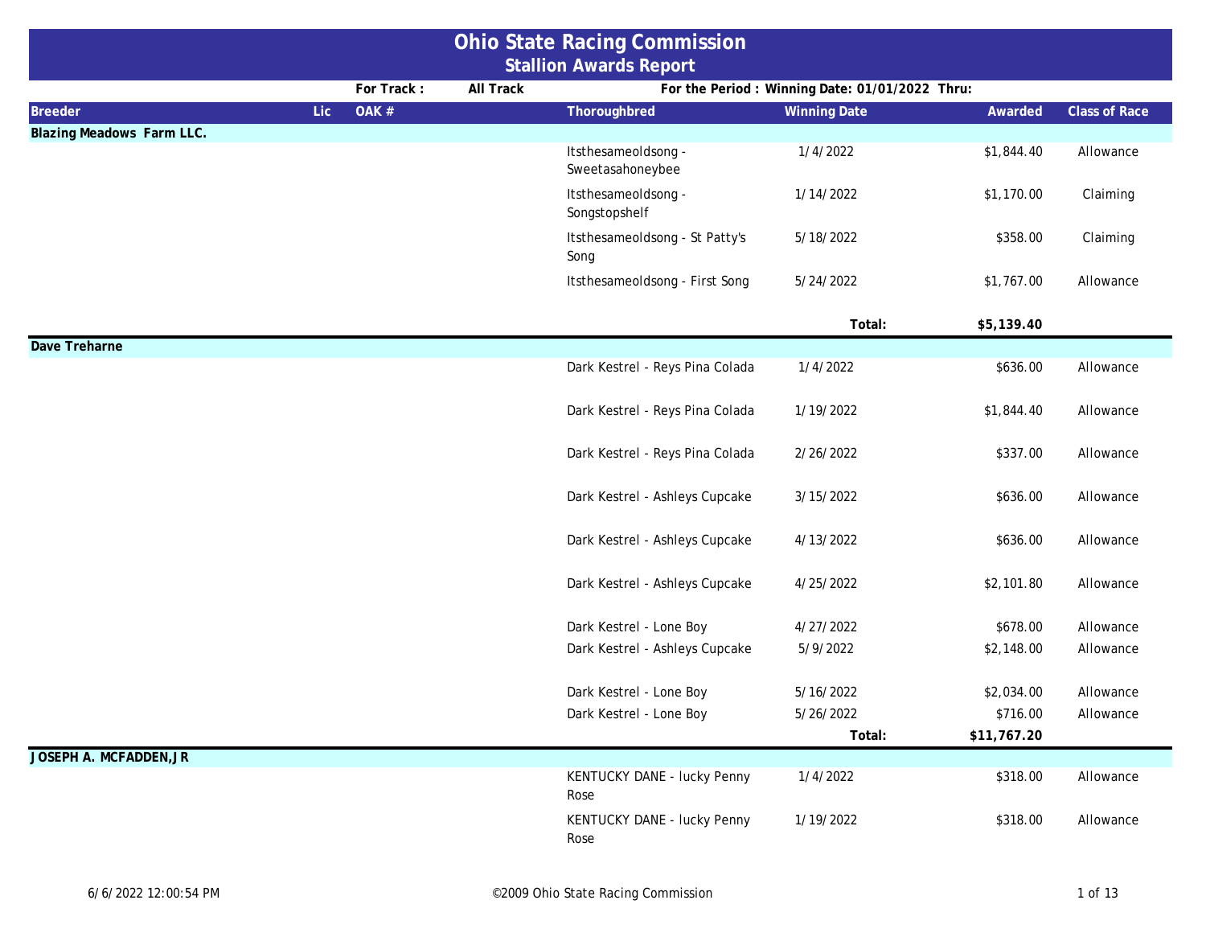# Ohio State Racing Commission
## Stallion Awards Report

For Track : All Track — For the Period : Winning Date: 01/01/2022 Thru:

| Breeder | Lic | OAK # | Thoroughbred | Winning Date | Awarded | Class of Race |
|---|---|---|---|---|---|---|
| **Blazing Meadows Farm LLC.** | | | | | | |
| | | | Itsthesameoldsong - Sweetasahoneybee | 1/4/2022 | $1,844.40 | Allowance |
| | | | Itsthesameoldsong - Songstopshelf | 1/14/2022 | $1,170.00 | Claiming |
| | | | Itsthesameoldsong - St Patty's Song | 5/18/2022 | $358.00 | Claiming |
| | | | Itsthesameoldsong - First Song | 5/24/2022 | $1,767.00 | Allowance |
| | | | | **Total:** | **$5,139.40** | |
| **Dave Treharne** | | | | | | |
| | | | Dark Kestrel - Reys Pina Colada | 1/4/2022 | $636.00 | Allowance |
| | | | Dark Kestrel - Reys Pina Colada | 1/19/2022 | $1,844.40 | Allowance |
| | | | Dark Kestrel - Reys Pina Colada | 2/26/2022 | $337.00 | Allowance |
| | | | Dark Kestrel - Ashleys Cupcake | 3/15/2022 | $636.00 | Allowance |
| | | | Dark Kestrel - Ashleys Cupcake | 4/13/2022 | $636.00 | Allowance |
| | | | Dark Kestrel - Ashleys Cupcake | 4/25/2022 | $2,101.80 | Allowance |
| | | | Dark Kestrel - Lone Boy | 4/27/2022 | $678.00 | Allowance |
| | | | Dark Kestrel - Ashleys Cupcake | 5/9/2022 | $2,148.00 | Allowance |
| | | | Dark Kestrel - Lone Boy | 5/16/2022 | $2,034.00 | Allowance |
| | | | Dark Kestrel - Lone Boy | 5/26/2022 | $716.00 | Allowance |
| | | | | **Total:** | **$11,767.20** | |
| **JOSEPH A. MCFADDEN,JR** | | | | | | |
| | | | KENTUCKY DANE - lucky Penny Rose | 1/4/2022 | $318.00 | Allowance |
| | | | KENTUCKY DANE - lucky Penny Rose | 1/19/2022 | $318.00 | Allowance |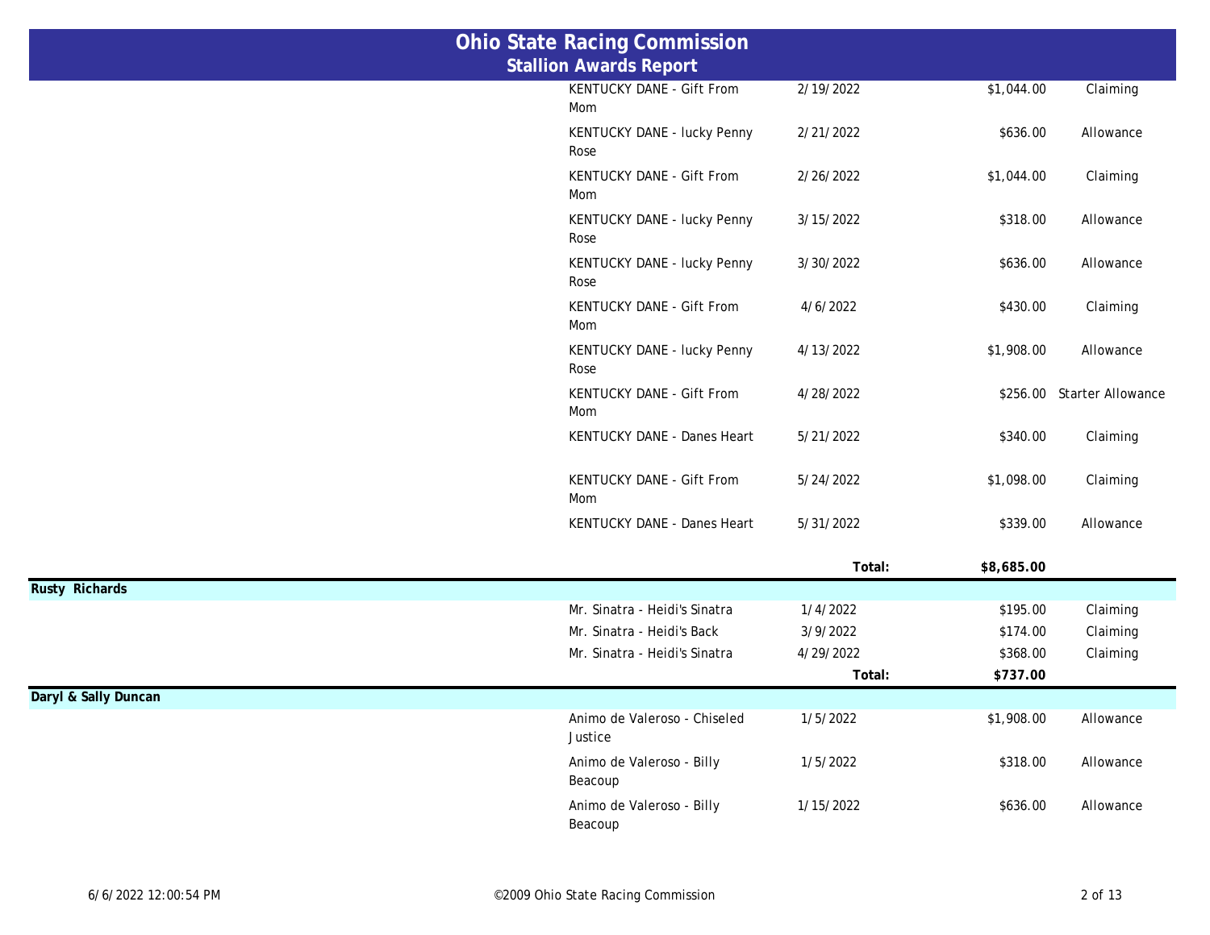# Ohio State Racing Commission
## Stallion Awards Report

| Owner | Stallion - Horse | Date | Amount | Race Type |
|---|---|---|---|---|
| | KENTUCKY DANE - Gift From Mom | 2/19/2022 | $1,044.00 | Claiming |
| | KENTUCKY DANE - lucky Penny Rose | 2/21/2022 | $636.00 | Allowance |
| | KENTUCKY DANE - Gift From Mom | 2/26/2022 | $1,044.00 | Claiming |
| | KENTUCKY DANE - lucky Penny Rose | 3/15/2022 | $318.00 | Allowance |
| | KENTUCKY DANE - lucky Penny Rose | 3/30/2022 | $636.00 | Allowance |
| | KENTUCKY DANE - Gift From Mom | 4/6/2022 | $430.00 | Claiming |
| | KENTUCKY DANE - lucky Penny Rose | 4/13/2022 | $1,908.00 | Allowance |
| | KENTUCKY DANE - Gift From Mom | 4/28/2022 | $256.00 | Starter Allowance |
| | KENTUCKY DANE - Danes Heart | 5/21/2022 | $340.00 | Claiming |
| | KENTUCKY DANE - Gift From Mom | 5/24/2022 | $1,098.00 | Claiming |
| | KENTUCKY DANE - Danes Heart | 5/31/2022 | $339.00 | Allowance |
| | | **Total:** | **$8,685.00** | |
| **Rusty Richards** | | | | |
| | Mr. Sinatra - Heidi's Sinatra | 1/4/2022 | $195.00 | Claiming |
| | Mr. Sinatra - Heidi's Back | 3/9/2022 | $174.00 | Claiming |
| | Mr. Sinatra - Heidi's Sinatra | 4/29/2022 | $368.00 | Claiming |
| | | **Total:** | **$737.00** | |
| **Daryl & Sally Duncan** | | | | |
| | Animo de Valeroso - Chiseled Justice | 1/5/2022 | $1,908.00 | Allowance |
| | Animo de Valeroso - Billy Beacoup | 1/5/2022 | $318.00 | Allowance |
| | Animo de Valeroso - Billy Beacoup | 1/15/2022 | $636.00 | Allowance |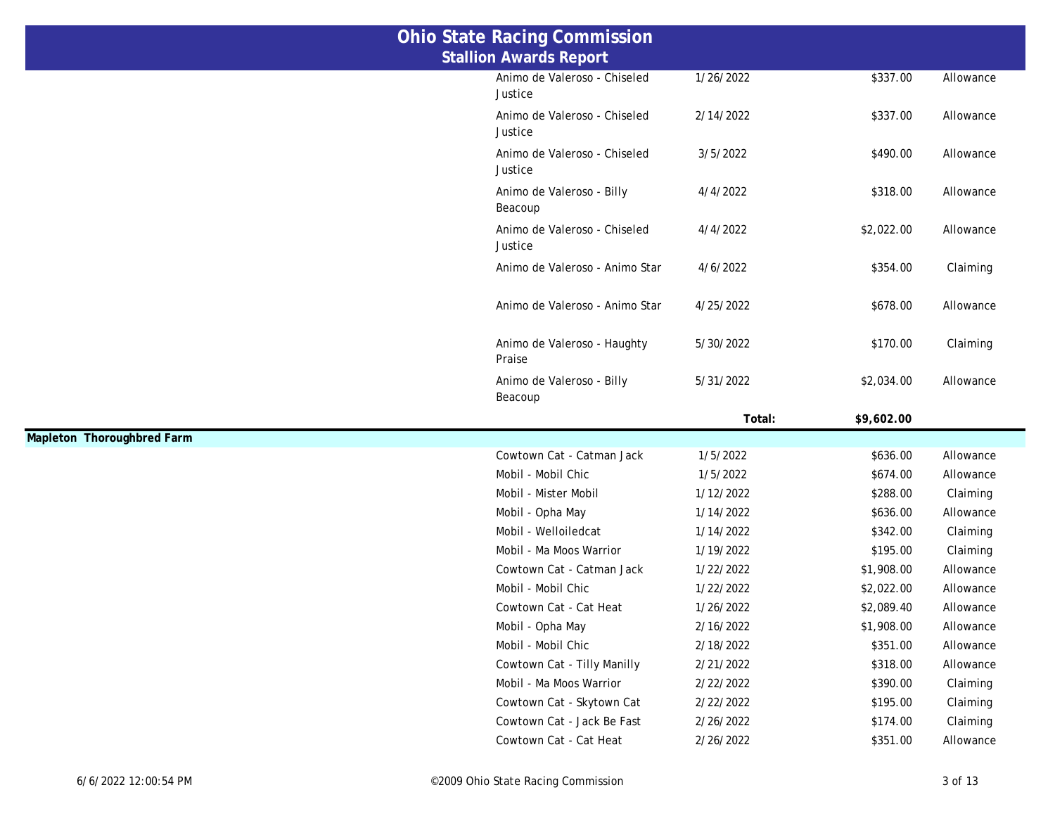# Ohio State Racing Commission
## Stallion Awards Report

| Owner | Stallion - Horse | Date | Amount | Race Type |
|---|---|---|---|---|
| | Animo de Valeroso - Chiseled Justice | 1/26/2022 | $337.00 | Allowance |
| | Animo de Valeroso - Chiseled Justice | 2/14/2022 | $337.00 | Allowance |
| | Animo de Valeroso - Chiseled Justice | 3/5/2022 | $490.00 | Allowance |
| | Animo de Valeroso - Billy Beacoup | 4/4/2022 | $318.00 | Allowance |
| | Animo de Valeroso - Chiseled Justice | 4/4/2022 | $2,022.00 | Allowance |
| | Animo de Valeroso - Animo Star | 4/6/2022 | $354.00 | Claiming |
| | Animo de Valeroso - Animo Star | 4/25/2022 | $678.00 | Allowance |
| | Animo de Valeroso - Haughty Praise | 5/30/2022 | $170.00 | Claiming |
| | Animo de Valeroso - Billy Beacoup | 5/31/2022 | $2,034.00 | Allowance |
| | | Total: | $9,602.00 | |
| **Mapleton Thoroughbred Farm** | | | | |
| | Cowtown Cat - Catman Jack | 1/5/2022 | $636.00 | Allowance |
| | Mobil - Mobil Chic | 1/5/2022 | $674.00 | Allowance |
| | Mobil - Mister Mobil | 1/12/2022 | $288.00 | Claiming |
| | Mobil - Opha May | 1/14/2022 | $636.00 | Allowance |
| | Mobil - Welloiledcat | 1/14/2022 | $342.00 | Claiming |
| | Mobil - Ma Moos Warrior | 1/19/2022 | $195.00 | Claiming |
| | Cowtown Cat - Catman Jack | 1/22/2022 | $1,908.00 | Allowance |
| | Mobil - Mobil Chic | 1/22/2022 | $2,022.00 | Allowance |
| | Cowtown Cat - Cat Heat | 1/26/2022 | $2,089.40 | Allowance |
| | Mobil - Opha May | 2/16/2022 | $1,908.00 | Allowance |
| | Mobil - Mobil Chic | 2/18/2022 | $351.00 | Allowance |
| | Cowtown Cat - Tilly Manilly | 2/21/2022 | $318.00 | Allowance |
| | Mobil - Ma Moos Warrior | 2/22/2022 | $390.00 | Claiming |
| | Cowtown Cat - Skytown Cat | 2/22/2022 | $195.00 | Claiming |
| | Cowtown Cat - Jack Be Fast | 2/26/2022 | $174.00 | Claiming |
| | Cowtown Cat - Cat Heat | 2/26/2022 | $351.00 | Allowance |

6/6/2022 12:00:54 PM — ©2009 Ohio State Racing Commission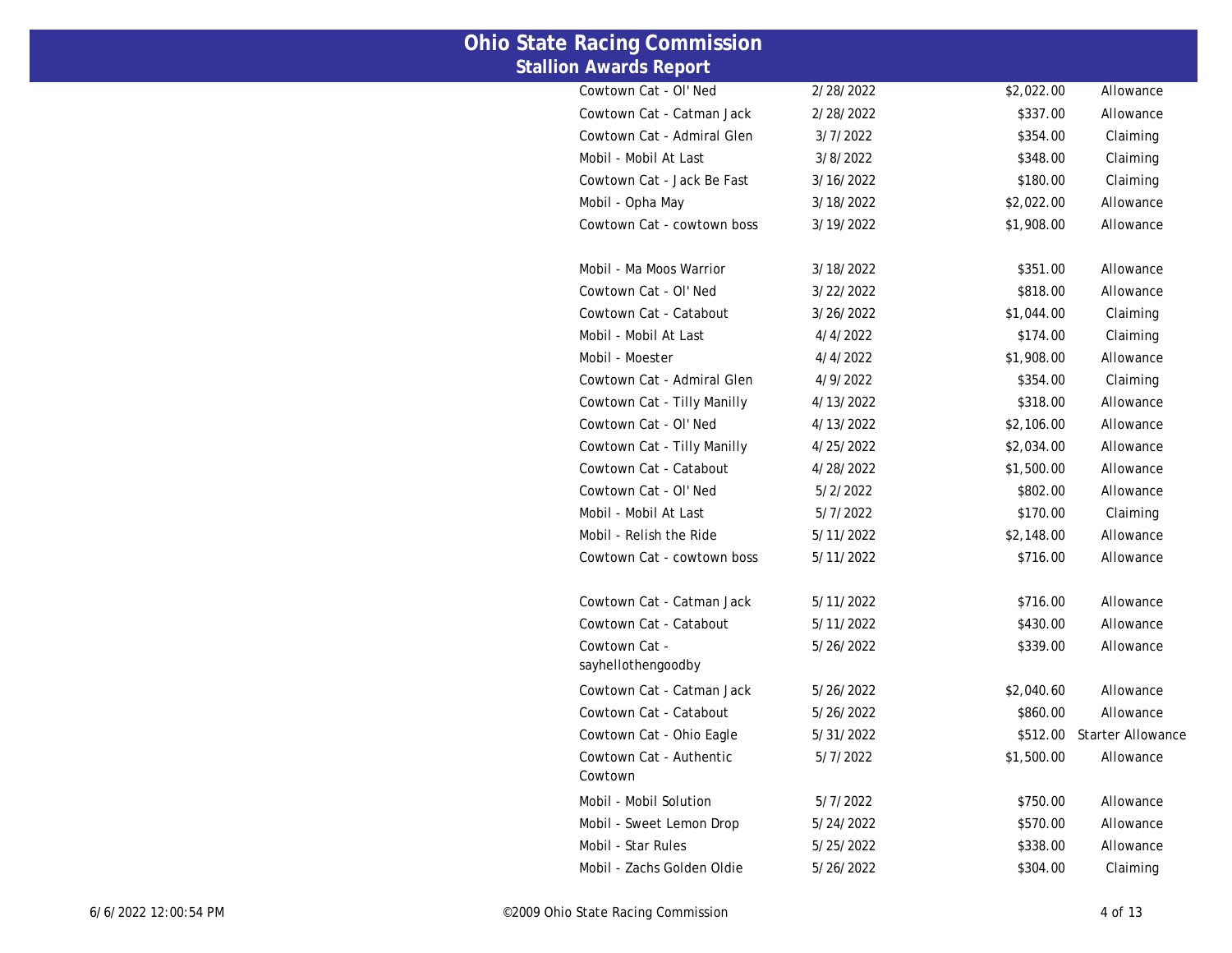# Ohio State Racing Commission
## Stallion Awards Report

| | | | |
|---|---|---|---|
| Cowtown Cat - Ol' Ned | 2/28/2022 | $2,022.00 | Allowance |
| Cowtown Cat - Catman Jack | 2/28/2022 | $337.00 | Allowance |
| Cowtown Cat - Admiral Glen | 3/7/2022 | $354.00 | Claiming |
| Mobil - Mobil At Last | 3/8/2022 | $348.00 | Claiming |
| Cowtown Cat - Jack Be Fast | 3/16/2022 | $180.00 | Claiming |
| Mobil - Opha May | 3/18/2022 | $2,022.00 | Allowance |
| Cowtown Cat - cowtown boss | 3/19/2022 | $1,908.00 | Allowance |
| Mobil - Ma Moos Warrior | 3/18/2022 | $351.00 | Allowance |
| Cowtown Cat - Ol' Ned | 3/22/2022 | $818.00 | Allowance |
| Cowtown Cat - Catabout | 3/26/2022 | $1,044.00 | Claiming |
| Mobil - Mobil At Last | 4/4/2022 | $174.00 | Claiming |
| Mobil - Moester | 4/4/2022 | $1,908.00 | Allowance |
| Cowtown Cat - Admiral Glen | 4/9/2022 | $354.00 | Claiming |
| Cowtown Cat - Tilly Manilly | 4/13/2022 | $318.00 | Allowance |
| Cowtown Cat - Ol' Ned | 4/13/2022 | $2,106.00 | Allowance |
| Cowtown Cat - Tilly Manilly | 4/25/2022 | $2,034.00 | Allowance |
| Cowtown Cat - Catabout | 4/28/2022 | $1,500.00 | Allowance |
| Cowtown Cat - Ol' Ned | 5/2/2022 | $802.00 | Allowance |
| Mobil - Mobil At Last | 5/7/2022 | $170.00 | Claiming |
| Mobil - Relish the Ride | 5/11/2022 | $2,148.00 | Allowance |
| Cowtown Cat - cowtown boss | 5/11/2022 | $716.00 | Allowance |
| Cowtown Cat - Catman Jack | 5/11/2022 | $716.00 | Allowance |
| Cowtown Cat - Catabout | 5/11/2022 | $430.00 | Allowance |
| Cowtown Cat - sayhellothengoodby | 5/26/2022 | $339.00 | Allowance |
| Cowtown Cat - Catman Jack | 5/26/2022 | $2,040.60 | Allowance |
| Cowtown Cat - Catabout | 5/26/2022 | $860.00 | Allowance |
| Cowtown Cat - Ohio Eagle | 5/31/2022 | $512.00 | Starter Allowance |
| Cowtown Cat - Authentic Cowtown | 5/7/2022 | $1,500.00 | Allowance |
| Mobil - Mobil Solution | 5/7/2022 | $750.00 | Allowance |
| Mobil - Sweet Lemon Drop | 5/24/2022 | $570.00 | Allowance |
| Mobil - Star Rules | 5/25/2022 | $338.00 | Allowance |
| Mobil - Zachs Golden Oldie | 5/26/2022 | $304.00 | Claiming |

6/6/2022 12:00:54 PM ©2009 Ohio State Racing Commission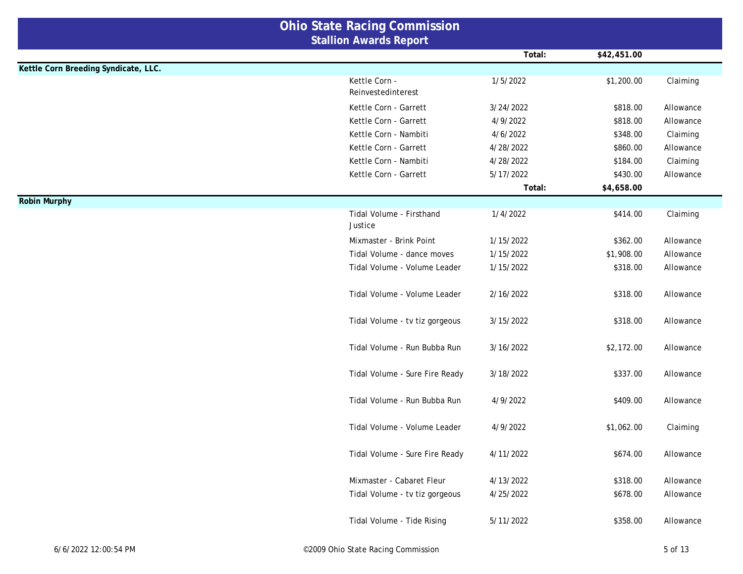# Ohio State Racing Commission
## Stallion Awards Report

| | | | | |
|---|---|---|---|---|
| | | Total: | $42,451.00 | |

**Kettle Corn Breeding Syndicate, LLC.**

| Stallion - Horse | Date | | Amount | Type |
|---|---|---|---|---|
| Kettle Corn - Reinvestedinterest | 1/5/2022 | | $1,200.00 | Claiming |
| Kettle Corn - Garrett | 3/24/2022 | | $818.00 | Allowance |
| Kettle Corn - Garrett | 4/9/2022 | | $818.00 | Allowance |
| Kettle Corn - Nambiti | 4/6/2022 | | $348.00 | Claiming |
| Kettle Corn - Garrett | 4/28/2022 | | $860.00 | Allowance |
| Kettle Corn - Nambiti | 4/28/2022 | | $184.00 | Claiming |
| Kettle Corn - Garrett | 5/17/2022 | | $430.00 | Allowance |
| | | Total: | $4,658.00 | |

**Robin Murphy**

| Stallion - Horse | Date | | Amount | Type |
|---|---|---|---|---|
| Tidal Volume - Firsthand Justice | 1/4/2022 | | $414.00 | Claiming |
| Mixmaster - Brink Point | 1/15/2022 | | $362.00 | Allowance |
| Tidal Volume - dance moves | 1/15/2022 | | $1,908.00 | Allowance |
| Tidal Volume - Volume Leader | 1/15/2022 | | $318.00 | Allowance |
| Tidal Volume - Volume Leader | 2/16/2022 | | $318.00 | Allowance |
| Tidal Volume - tv tiz gorgeous | 3/15/2022 | | $318.00 | Allowance |
| Tidal Volume - Run Bubba Run | 3/16/2022 | | $2,172.00 | Allowance |
| Tidal Volume - Sure Fire Ready | 3/18/2022 | | $337.00 | Allowance |
| Tidal Volume - Run Bubba Run | 4/9/2022 | | $409.00 | Allowance |
| Tidal Volume - Volume Leader | 4/9/2022 | | $1,062.00 | Claiming |
| Tidal Volume - Sure Fire Ready | 4/11/2022 | | $674.00 | Allowance |
| Mixmaster - Cabaret Fleur | 4/13/2022 | | $318.00 | Allowance |
| Tidal Volume - tv tiz gorgeous | 4/25/2022 | | $678.00 | Allowance |
| Tidal Volume - Tide Rising | 5/11/2022 | | $358.00 | Allowance |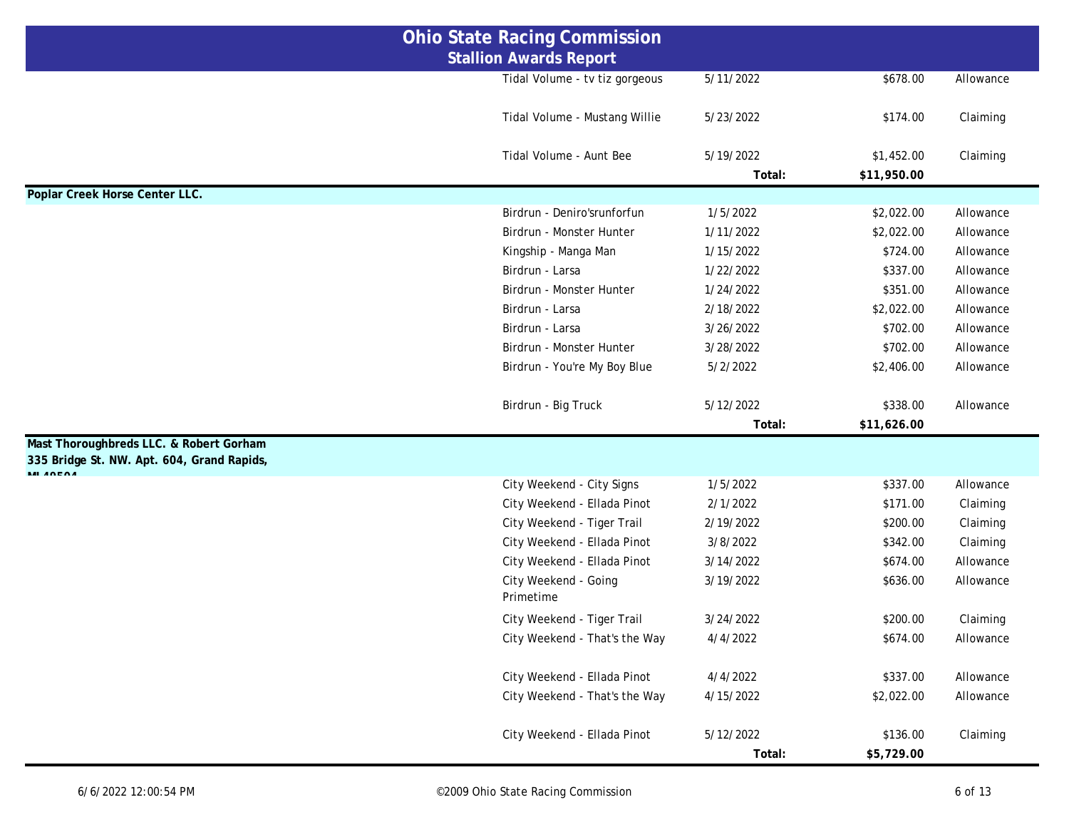# Ohio State Racing Commission
## Stallion Awards Report

| | Stallion - Horse | Date | Amount | Type |
|---|---|---|---|---|
| | Tidal Volume - tv tiz gorgeous | 5/11/2022 | $678.00 | Allowance |
| | Tidal Volume - Mustang Willie | 5/23/2022 | $174.00 | Claiming |
| | Tidal Volume - Aunt Bee | 5/19/2022 | $1,452.00 | Claiming |
| | | **Total:** | **$11,950.00** | |
| **Poplar Creek Horse Center LLC.** | | | | |
| | Birdrun - Deniro'srunforfun | 1/5/2022 | $2,022.00 | Allowance |
| | Birdrun - Monster Hunter | 1/11/2022 | $2,022.00 | Allowance |
| | Kingship - Manga Man | 1/15/2022 | $724.00 | Allowance |
| | Birdrun - Larsa | 1/22/2022 | $337.00 | Allowance |
| | Birdrun - Monster Hunter | 1/24/2022 | $351.00 | Allowance |
| | Birdrun - Larsa | 2/18/2022 | $2,022.00 | Allowance |
| | Birdrun - Larsa | 3/26/2022 | $702.00 | Allowance |
| | Birdrun - Monster Hunter | 3/28/2022 | $702.00 | Allowance |
| | Birdrun - You're My Boy Blue | 5/2/2022 | $2,406.00 | Allowance |
| | Birdrun - Big Truck | 5/12/2022 | $338.00 | Allowance |
| | | **Total:** | **$11,626.00** | |
| **Mast Thoroughbreds LLC. & Robert Gorham<br>335 Bridge St. NW. Apt. 604, Grand Rapids, MI 49504** | | | | |
| | City Weekend - City Signs | 1/5/2022 | $337.00 | Allowance |
| | City Weekend - Ellada Pinot | 2/1/2022 | $171.00 | Claiming |
| | City Weekend - Tiger Trail | 2/19/2022 | $200.00 | Claiming |
| | City Weekend - Ellada Pinot | 3/8/2022 | $342.00 | Claiming |
| | City Weekend - Ellada Pinot | 3/14/2022 | $674.00 | Allowance |
| | City Weekend - Going Primetime | 3/19/2022 | $636.00 | Allowance |
| | City Weekend - Tiger Trail | 3/24/2022 | $200.00 | Claiming |
| | City Weekend - That's the Way | 4/4/2022 | $674.00 | Allowance |
| | City Weekend - Ellada Pinot | 4/4/2022 | $337.00 | Allowance |
| | City Weekend - That's the Way | 4/15/2022 | $2,022.00 | Allowance |
| | City Weekend - Ellada Pinot | 5/12/2022 | $136.00 | Claiming |
| | | **Total:** | **$5,729.00** | |

6/6/2022 12:00:54 PM ©2009 Ohio State Racing Commission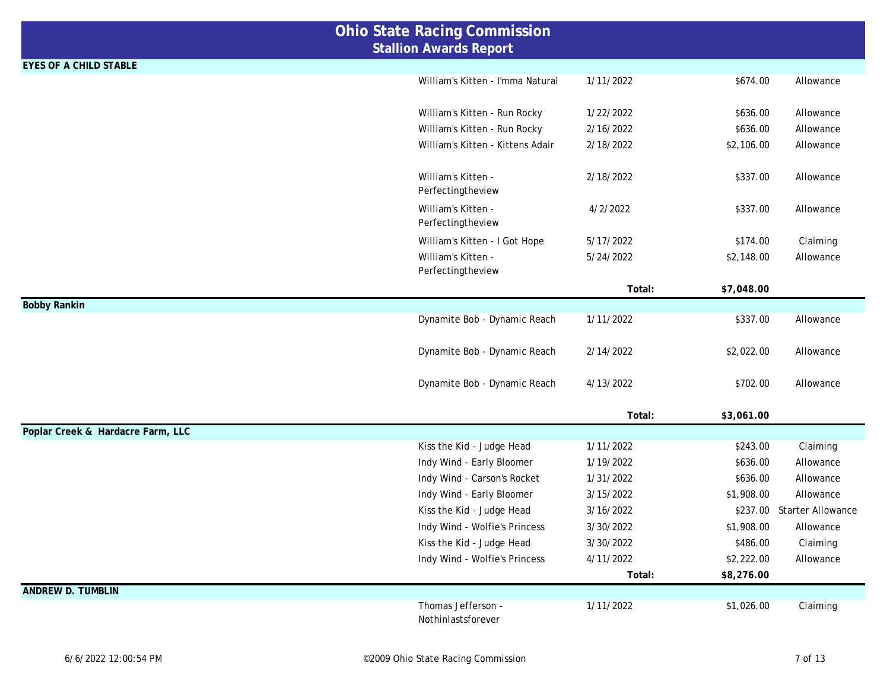# Ohio State Racing Commission
## Stallion Awards Report

**EYES OF A CHILD STABLE**

| Stallion - Horse | Date | Amount | Race Type |
|---|---|---|---|
| William's Kitten - I'mma Natural | 1/11/2022 | $674.00 | Allowance |
| William's Kitten - Run Rocky | 1/22/2022 | $636.00 | Allowance |
| William's Kitten - Run Rocky | 2/16/2022 | $636.00 | Allowance |
| William's Kitten - Kittens Adair | 2/18/2022 | $2,106.00 | Allowance |
| William's Kitten - Perfectingtheview | 2/18/2022 | $337.00 | Allowance |
| William's Kitten - Perfectingtheview | 4/2/2022 | $337.00 | Allowance |
| William's Kitten - I Got Hope | 5/17/2022 | $174.00 | Claiming |
| William's Kitten - Perfectingtheview | 5/24/2022 | $2,148.00 | Allowance |
| | **Total:** | **$7,048.00** | |

**Bobby Rankin**

| Stallion - Horse | Date | Amount | Race Type |
|---|---|---|---|
| Dynamite Bob - Dynamic Reach | 1/11/2022 | $337.00 | Allowance |
| Dynamite Bob - Dynamic Reach | 2/14/2022 | $2,022.00 | Allowance |
| Dynamite Bob - Dynamic Reach | 4/13/2022 | $702.00 | Allowance |
| | **Total:** | **$3,061.00** | |

**Poplar Creek & Hardacre Farm, LLC**

| Stallion - Horse | Date | Amount | Race Type |
|---|---|---|---|
| Kiss the Kid - Judge Head | 1/11/2022 | $243.00 | Claiming |
| Indy Wind - Early Bloomer | 1/19/2022 | $636.00 | Allowance |
| Indy Wind - Carson's Rocket | 1/31/2022 | $636.00 | Allowance |
| Indy Wind - Early Bloomer | 3/15/2022 | $1,908.00 | Allowance |
| Kiss the Kid - Judge Head | 3/16/2022 | $237.00 | Starter Allowance |
| Indy Wind - Wolfie's Princess | 3/30/2022 | $1,908.00 | Allowance |
| Kiss the Kid - Judge Head | 3/30/2022 | $486.00 | Claiming |
| Indy Wind - Wolfie's Princess | 4/11/2022 | $2,222.00 | Allowance |
| | **Total:** | **$8,276.00** | |

**ANDREW D. TUMBLIN**

| Stallion - Horse | Date | Amount | Race Type |
|---|---|---|---|
| Thomas Jefferson - Nothinlastsforever | 1/11/2022 | $1,026.00 | Claiming |

6/6/2022 12:00:54 PM

©2009 Ohio State Racing Commission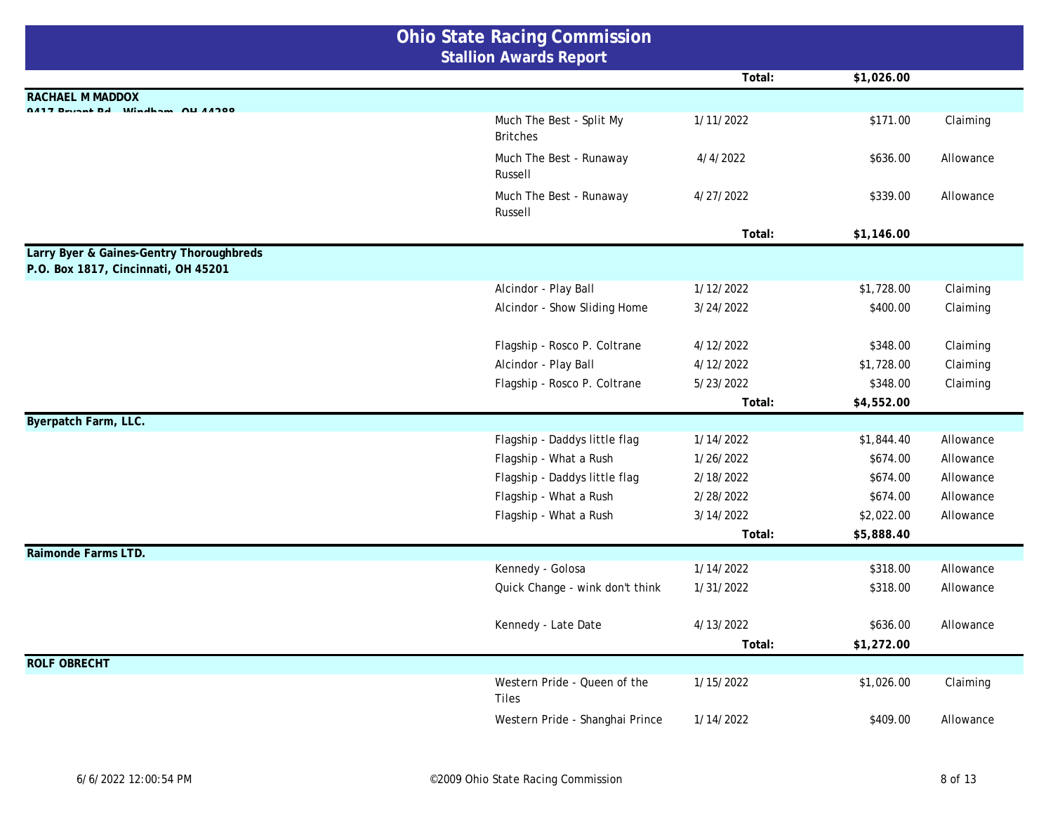# Ohio State Racing Commission

## Stallion Awards Report

| | | | | |
|---|---|---|---|---|
| | | Total: | $1,026.00 | |
| **RACHAEL M MADDOX** 9417 Bryant Rd., Windham, OH 44288 | | | | |
| | Much The Best - Split My Britches | 1/11/2022 | $171.00 | Claiming |
| | Much The Best - Runaway Russell | 4/4/2022 | $636.00 | Allowance |
| | Much The Best - Runaway Russell | 4/27/2022 | $339.00 | Allowance |
| | | Total: | $1,146.00 | |
| **Larry Byer & Gaines-Gentry Thoroughbreds** P.O. Box 1817, Cincinnati, OH 45201 | | | | |
| | Alcindor - Play Ball | 1/12/2022 | $1,728.00 | Claiming |
| | Alcindor - Show Sliding Home | 3/24/2022 | $400.00 | Claiming |
| | Flagship - Rosco P. Coltrane | 4/12/2022 | $348.00 | Claiming |
| | Alcindor - Play Ball | 4/12/2022 | $1,728.00 | Claiming |
| | Flagship - Rosco P. Coltrane | 5/23/2022 | $348.00 | Claiming |
| | | Total: | $4,552.00 | |
| **Byerpatch Farm, LLC.** | | | | |
| | Flagship - Daddys little flag | 1/14/2022 | $1,844.40 | Allowance |
| | Flagship - What a Rush | 1/26/2022 | $674.00 | Allowance |
| | Flagship - Daddys little flag | 2/18/2022 | $674.00 | Allowance |
| | Flagship - What a Rush | 2/28/2022 | $674.00 | Allowance |
| | Flagship - What a Rush | 3/14/2022 | $2,022.00 | Allowance |
| | | Total: | $5,888.40 | |
| **Raimonde Farms LTD.** | | | | |
| | Kennedy - Golosa | 1/14/2022 | $318.00 | Allowance |
| | Quick Change - wink don't think | 1/31/2022 | $318.00 | Allowance |
| | Kennedy - Late Date | 4/13/2022 | $636.00 | Allowance |
| | | Total: | $1,272.00 | |
| **ROLF OBRECHT** | | | | |
| | Western Pride - Queen of the Tiles | 1/15/2022 | $1,026.00 | Claiming |
| | Western Pride - Shanghai Prince | 1/14/2022 | $409.00 | Allowance |

6/6/2022 12:00:54 PM

©2009 Ohio State Racing Commission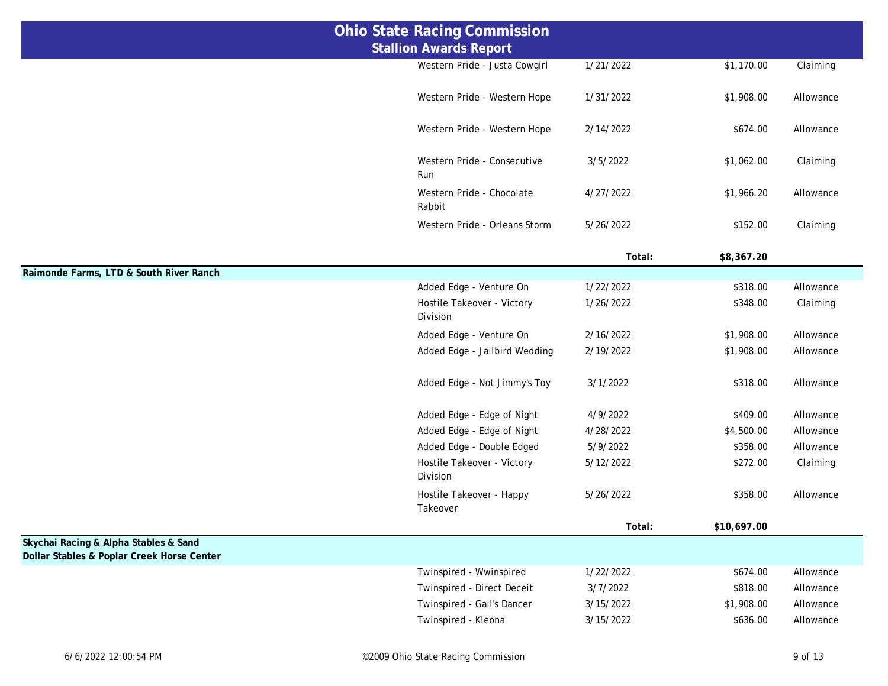# Ohio State Racing Commission
## Stallion Awards Report

| Owner | Stallion - Horse | Date | Amount | Race Type |
|---|---|---|---|---|
| | Western Pride - Justa Cowgirl | 1/21/2022 | $1,170.00 | Claiming |
| | Western Pride - Western Hope | 1/31/2022 | $1,908.00 | Allowance |
| | Western Pride - Western Hope | 2/14/2022 | $674.00 | Allowance |
| | Western Pride - Consecutive Run | 3/5/2022 | $1,062.00 | Claiming |
| | Western Pride - Chocolate Rabbit | 4/27/2022 | $1,966.20 | Allowance |
| | Western Pride - Orleans Storm | 5/26/2022 | $152.00 | Claiming |
| | | **Total:** | **$8,367.20** | |
| **Raimonde Farms, LTD & South River Ranch** | | | | |
| | Added Edge - Venture On | 1/22/2022 | $318.00 | Allowance |
| | Hostile Takeover - Victory Division | 1/26/2022 | $348.00 | Claiming |
| | Added Edge - Venture On | 2/16/2022 | $1,908.00 | Allowance |
| | Added Edge - Jailbird Wedding | 2/19/2022 | $1,908.00 | Allowance |
| | Added Edge - Not Jimmy's Toy | 3/1/2022 | $318.00 | Allowance |
| | Added Edge - Edge of Night | 4/9/2022 | $409.00 | Allowance |
| | Added Edge - Edge of Night | 4/28/2022 | $4,500.00 | Allowance |
| | Added Edge - Double Edged | 5/9/2022 | $358.00 | Allowance |
| | Hostile Takeover - Victory Division | 5/12/2022 | $272.00 | Claiming |
| | Hostile Takeover - Happy Takeover | 5/26/2022 | $358.00 | Allowance |
| | | **Total:** | **$10,697.00** | |
| **Skychai Racing & Alpha Stables & Sand Dollar Stables & Poplar Creek Horse Center** | | | | |
| | Twinspired - Wwinspired | 1/22/2022 | $674.00 | Allowance |
| | Twinspired - Direct Deceit | 3/7/2022 | $818.00 | Allowance |
| | Twinspired - Gail's Dancer | 3/15/2022 | $1,908.00 | Allowance |
| | Twinspired - Kleona | 3/15/2022 | $636.00 | Allowance |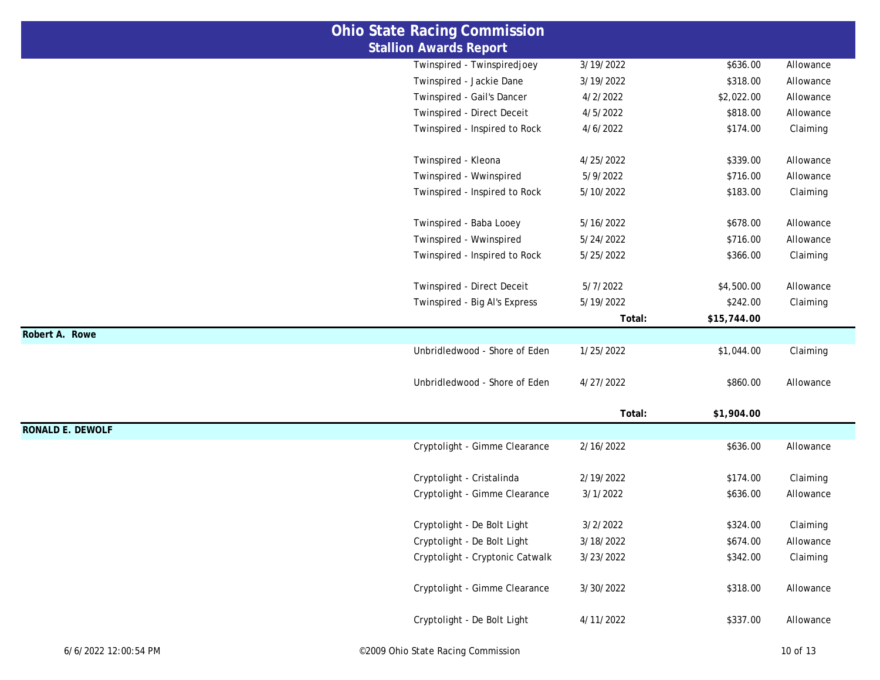# Ohio State Racing Commission
## Stallion Awards Report

| Owner | Stallion - Horse | Date | Amount | Race Type |
|---|---|---|---|---|
| | Twinspired - Twinspiredjoey | 3/19/2022 | $636.00 | Allowance |
| | Twinspired - Jackie Dane | 3/19/2022 | $318.00 | Allowance |
| | Twinspired - Gail's Dancer | 4/2/2022 | $2,022.00 | Allowance |
| | Twinspired - Direct Deceit | 4/5/2022 | $818.00 | Allowance |
| | Twinspired - Inspired to Rock | 4/6/2022 | $174.00 | Claiming |
| | Twinspired - Kleona | 4/25/2022 | $339.00 | Allowance |
| | Twinspired - Wwinspired | 5/9/2022 | $716.00 | Allowance |
| | Twinspired - Inspired to Rock | 5/10/2022 | $183.00 | Claiming |
| | Twinspired - Baba Looey | 5/16/2022 | $678.00 | Allowance |
| | Twinspired - Wwinspired | 5/24/2022 | $716.00 | Allowance |
| | Twinspired - Inspired to Rock | 5/25/2022 | $366.00 | Claiming |
| | Twinspired - Direct Deceit | 5/7/2022 | $4,500.00 | Allowance |
| | Twinspired - Big Al's Express | 5/19/2022 | $242.00 | Claiming |
| | | **Total:** | **$15,744.00** | |
| **Robert A. Rowe** | | | | |
| | Unbridledwood - Shore of Eden | 1/25/2022 | $1,044.00 | Claiming |
| | Unbridledwood - Shore of Eden | 4/27/2022 | $860.00 | Allowance |
| | | **Total:** | **$1,904.00** | |
| **RONALD E. DEWOLF** | | | | |
| | Cryptolight - Gimme Clearance | 2/16/2022 | $636.00 | Allowance |
| | Cryptolight - Cristalinda | 2/19/2022 | $174.00 | Claiming |
| | Cryptolight - Gimme Clearance | 3/1/2022 | $636.00 | Allowance |
| | Cryptolight - De Bolt Light | 3/2/2022 | $324.00 | Claiming |
| | Cryptolight - De Bolt Light | 3/18/2022 | $674.00 | Allowance |
| | Cryptolight - Cryptonic Catwalk | 3/23/2022 | $342.00 | Claiming |
| | Cryptolight - Gimme Clearance | 3/30/2022 | $318.00 | Allowance |
| | Cryptolight - De Bolt Light | 4/11/2022 | $337.00 | Allowance |

6/6/2022 12:00:54 PM ©2009 Ohio State Racing Commission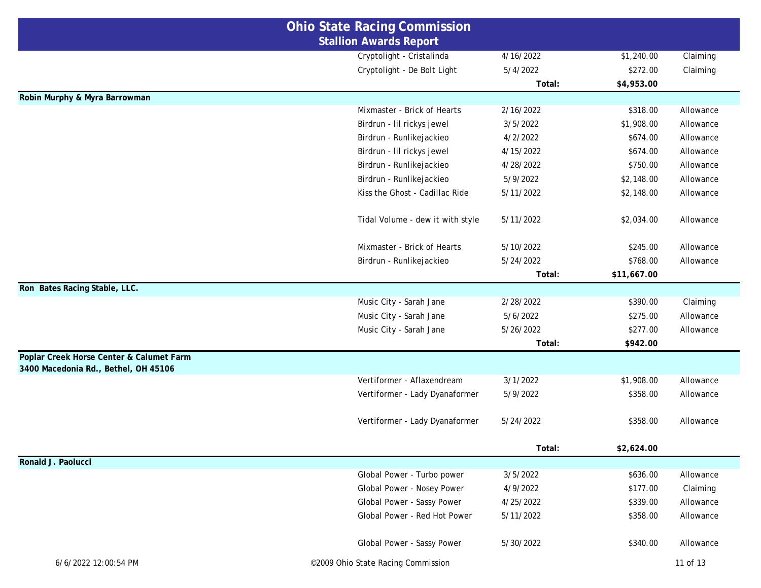# Ohio State Racing Commission

## Stallion Awards Report

| Owner | Stallion - Horse | Date | Amount | Type |
|---|---|---|---|---|
| | Cryptolight - Cristalinda | 4/16/2022 | $1,240.00 | Claiming |
| | Cryptolight - De Bolt Light | 5/4/2022 | $272.00 | Claiming |
| | | **Total:** | **$4,953.00** | |
| **Robin Murphy & Myra Barrowman** | | | | |
| | Mixmaster - Brick of Hearts | 2/16/2022 | $318.00 | Allowance |
| | Birdrun - lil rickys jewel | 3/5/2022 | $1,908.00 | Allowance |
| | Birdrun - Runlikejackieo | 4/2/2022 | $674.00 | Allowance |
| | Birdrun - lil rickys jewel | 4/15/2022 | $674.00 | Allowance |
| | Birdrun - Runlikejackieo | 4/28/2022 | $750.00 | Allowance |
| | Birdrun - Runlikejackieo | 5/9/2022 | $2,148.00 | Allowance |
| | Kiss the Ghost - Cadillac Ride | 5/11/2022 | $2,148.00 | Allowance |
| | Tidal Volume - dew it with style | 5/11/2022 | $2,034.00 | Allowance |
| | Mixmaster - Brick of Hearts | 5/10/2022 | $245.00 | Allowance |
| | Birdrun - Runlikejackieo | 5/24/2022 | $768.00 | Allowance |
| | | **Total:** | **$11,667.00** | |
| **Ron Bates Racing Stable, LLC.** | | | | |
| | Music City - Sarah Jane | 2/28/2022 | $390.00 | Claiming |
| | Music City - Sarah Jane | 5/6/2022 | $275.00 | Allowance |
| | Music City - Sarah Jane | 5/26/2022 | $277.00 | Allowance |
| | | **Total:** | **$942.00** | |
| **Poplar Creek Horse Center & Calumet Farm**<br>**3400 Macedonia Rd., Bethel, OH 45106** | | | | |
| | Vertiformer - Aflaxendream | 3/1/2022 | $1,908.00 | Allowance |
| | Vertiformer - Lady Dyanaformer | 5/9/2022 | $358.00 | Allowance |
| | Vertiformer - Lady Dyanaformer | 5/24/2022 | $358.00 | Allowance |
| | | **Total:** | **$2,624.00** | |
| **Ronald J. Paolucci** | | | | |
| | Global Power - Turbo power | 3/5/2022 | $636.00 | Allowance |
| | Global Power - Nosey Power | 4/9/2022 | $177.00 | Claiming |
| | Global Power - Sassy Power | 4/25/2022 | $339.00 | Allowance |
| | Global Power - Red Hot Power | 5/11/2022 | $358.00 | Allowance |
| | Global Power - Sassy Power | 5/30/2022 | $340.00 | Allowance |

6/6/2022 12:00:54 PM

©2009 Ohio State Racing Commission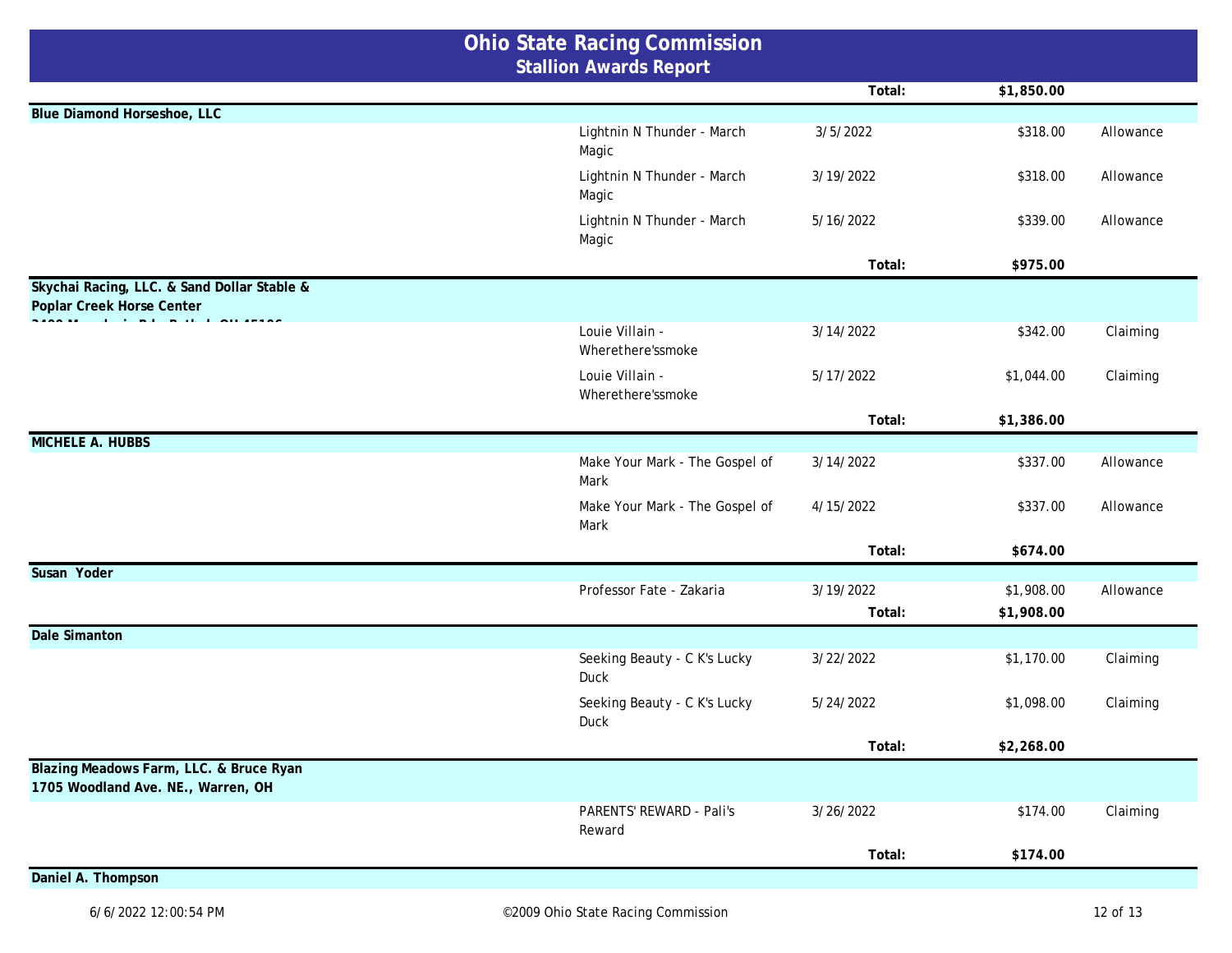# Ohio State Racing Commission
## Stallion Awards Report

| Owner | Stallion - Horse | Date | Amount | Race Type |
|---|---|---|---|---|
| | | Total: | $1,850.00 | |
| **Blue Diamond Horseshoe, LLC** | | | | |
| | Lightnin N Thunder - March Magic | 3/5/2022 | $318.00 | Allowance |
| | Lightnin N Thunder - March Magic | 3/19/2022 | $318.00 | Allowance |
| | Lightnin N Thunder - March Magic | 5/16/2022 | $339.00 | Allowance |
| | | Total: | $975.00 | |
| **Skychai Racing, LLC. & Sand Dollar Stable & Poplar Creek Horse Center** | | | | |
| | Louie Villain - Wherethere'ssmoke | 3/14/2022 | $342.00 | Claiming |
| | Louie Villain - Wherethere'ssmoke | 5/17/2022 | $1,044.00 | Claiming |
| | | Total: | $1,386.00 | |
| **MICHELE A. HUBBS** | | | | |
| | Make Your Mark - The Gospel of Mark | 3/14/2022 | $337.00 | Allowance |
| | Make Your Mark - The Gospel of Mark | 4/15/2022 | $337.00 | Allowance |
| | | Total: | $674.00 | |
| **Susan Yoder** | | | | |
| | Professor Fate - Zakaria | 3/19/2022 | $1,908.00 | Allowance |
| | | Total: | $1,908.00 | |
| **Dale Simanton** | | | | |
| | Seeking Beauty - C K's Lucky Duck | 3/22/2022 | $1,170.00 | Claiming |
| | Seeking Beauty - C K's Lucky Duck | 5/24/2022 | $1,098.00 | Claiming |
| | | Total: | $2,268.00 | |
| **Blazing Meadows Farm, LLC. & Bruce Ryan 1705 Woodland Ave. NE., Warren, OH** | | | | |
| | PARENTS' REWARD - Pali's Reward | 3/26/2022 | $174.00 | Claiming |
| | | Total: | $174.00 | |
| **Daniel A. Thompson** | | | | |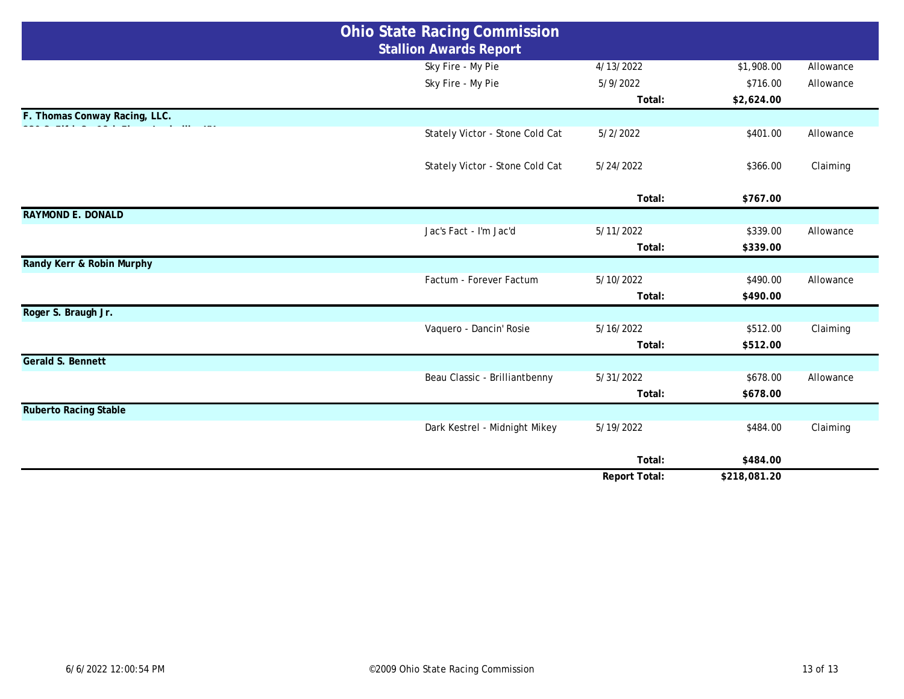# Ohio State Racing Commission
## Stallion Awards Report

| | | | | |
|---|---|---|---|---|
| | Sky Fire - My Pie | 4/13/2022 | $1,908.00 | Allowance |
| | Sky Fire - My Pie | 5/9/2022 | $716.00 | Allowance |
| | | **Total:** | **$2,624.00** | |
| **F. Thomas Conway Racing, LLC.** | | | | |
| | Stately Victor - Stone Cold Cat | 5/2/2022 | $401.00 | Allowance |
| | Stately Victor - Stone Cold Cat | 5/24/2022 | $366.00 | Claiming |
| | | **Total:** | **$767.00** | |
| **RAYMOND E. DONALD** | | | | |
| | Jac's Fact - I'm Jac'd | 5/11/2022 | $339.00 | Allowance |
| | | **Total:** | **$339.00** | |
| **Randy Kerr & Robin Murphy** | | | | |
| | Factum - Forever Factum | 5/10/2022 | $490.00 | Allowance |
| | | **Total:** | **$490.00** | |
| **Roger S. Braugh Jr.** | | | | |
| | Vaquero - Dancin' Rosie | 5/16/2022 | $512.00 | Claiming |
| | | **Total:** | **$512.00** | |
| **Gerald S. Bennett** | | | | |
| | Beau Classic - Brilliantbenny | 5/31/2022 | $678.00 | Allowance |
| | | **Total:** | **$678.00** | |
| **Ruberto Racing Stable** | | | | |
| | Dark Kestrel - Midnight Mikey | 5/19/2022 | $484.00 | Claiming |
| | | **Total:** | **$484.00** | |
| | | **Report Total:** | **$218,081.20** | |

6/6/2022 12:00:54 PM

©2009 Ohio State Racing Commission